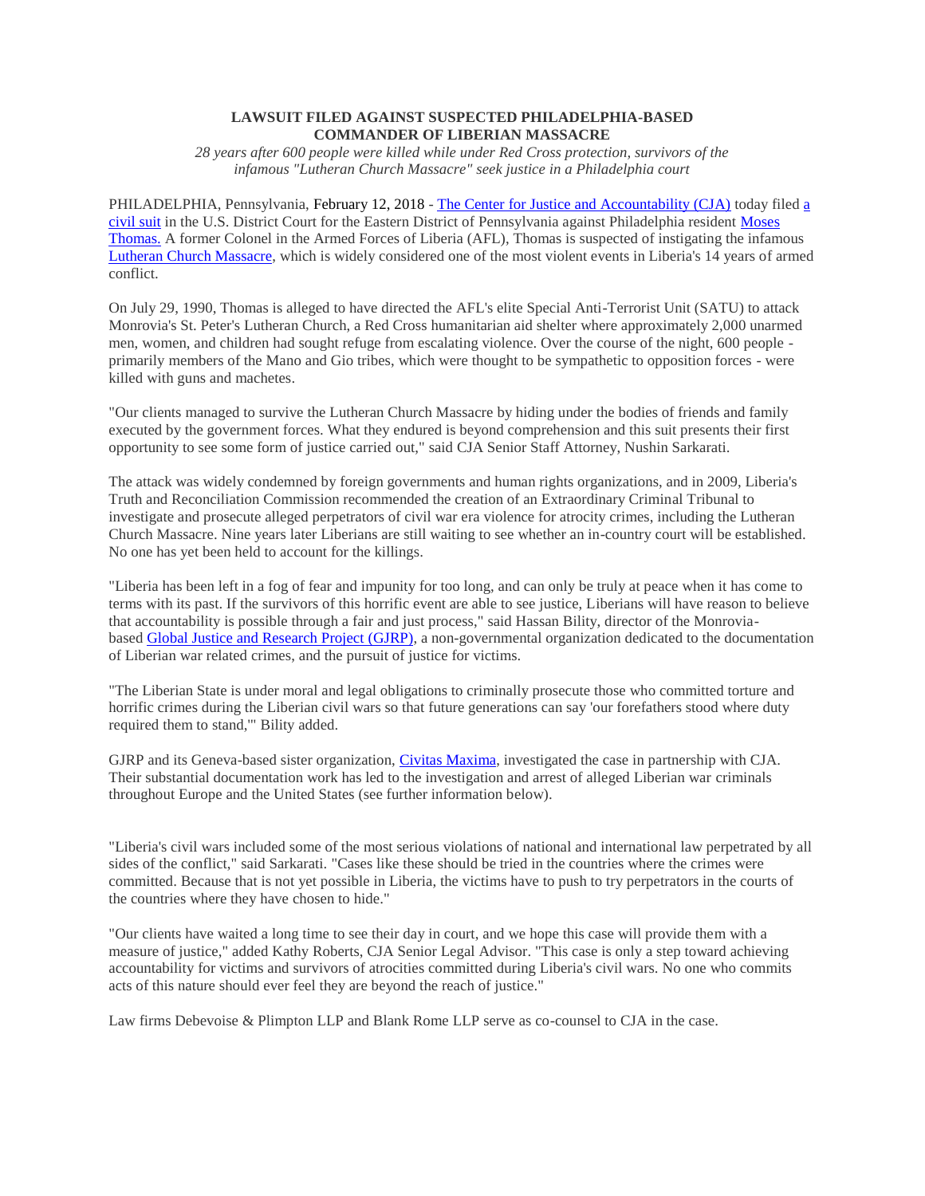# LAWSUIT FILED AGAINST SUSPECTED PHILADELPHIA-BASED COMMANDER OF LIBERIAN MASSACRE

*28 years after 600 people were killed while under Red Cross protection, survivors of the infamous "Lutheran Church Massacre" seek justice in a Philadelphia court*

PHILADELPHIA, Pennsylvania, February 12, 2018 - The Center for Justice and Accountability (CJA) today filed a civil suit in the U.S. District Court for the Eastern District of Pennsylvania against Philadelphia resident Moses Thomas. A former Colonel in the Armed Forces of Liberia (AFL), Thomas is suspected of instigating the infamous Lutheran Church Massacre, which is widely considered one of the most violent events in Liberia's 14 years of armed conflict.

On July 29, 1990, Thomas is alleged to have directed the AFL's elite Special Anti-Terrorist Unit (SATU) to attack Monrovia's St. Peter's Lutheran Church, a Red Cross humanitarian aid shelter where approximately 2,000 unarmed men, women, and children had sought refuge from escalating violence. Over the course of the night, 600 people - primarily members of the Mano and Gio tribes, which were thought to be sympathetic to opposition forces - were killed with guns and machetes.

"Our clients managed to survive the Lutheran Church Massacre by hiding under the bodies of friends and family executed by the government forces. What they endured is beyond comprehension and this suit presents their first opportunity to see some form of justice carried out," said CJA Senior Staff Attorney, Nushin Sarkarati.

The attack was widely condemned by foreign governments and human rights organizations, and in 2009, Liberia's Truth and Reconciliation Commission recommended the creation of an Extraordinary Criminal Tribunal to investigate and prosecute alleged perpetrators of civil war era violence for atrocity crimes, including the Lutheran Church Massacre. Nine years later Liberians are still waiting to see whether an in-country court will be established. No one has yet been held to account for the killings.

"Liberia has been left in a fog of fear and impunity for too long, and can only be truly at peace when it has come to terms with its past. If the survivors of this horrific event are able to see justice, Liberians will have reason to believe that accountability is possible through a fair and just process," said Hassan Bility, director of the Monrovia-based Global Justice and Research Project (GJRP), a non-governmental organization dedicated to the documentation of Liberian war related crimes, and the pursuit of justice for victims.

"The Liberian State is under moral and legal obligations to criminally prosecute those who committed torture and horrific crimes during the Liberian civil wars so that future generations can say 'our forefathers stood where duty required them to stand,'" Bility added.

GJRP and its Geneva-based sister organization, Civitas Maxima, investigated the case in partnership with CJA. Their substantial documentation work has led to the investigation and arrest of alleged Liberian war criminals throughout Europe and the United States (see further information below).

"Liberia's civil wars included some of the most serious violations of national and international law perpetrated by all sides of the conflict," said Sarkarati. "Cases like these should be tried in the countries where the crimes were committed. Because that is not yet possible in Liberia, the victims have to push to try perpetrators in the courts of the countries where they have chosen to hide."

"Our clients have waited a long time to see their day in court, and we hope this case will provide them with a measure of justice," added Kathy Roberts, CJA Senior Legal Advisor. "This case is only a step toward achieving accountability for victims and survivors of atrocities committed during Liberia's civil wars. No one who commits acts of this nature should ever feel they are beyond the reach of justice."

Law firms Debevoise & Plimpton LLP and Blank Rome LLP serve as co-counsel to CJA in the case.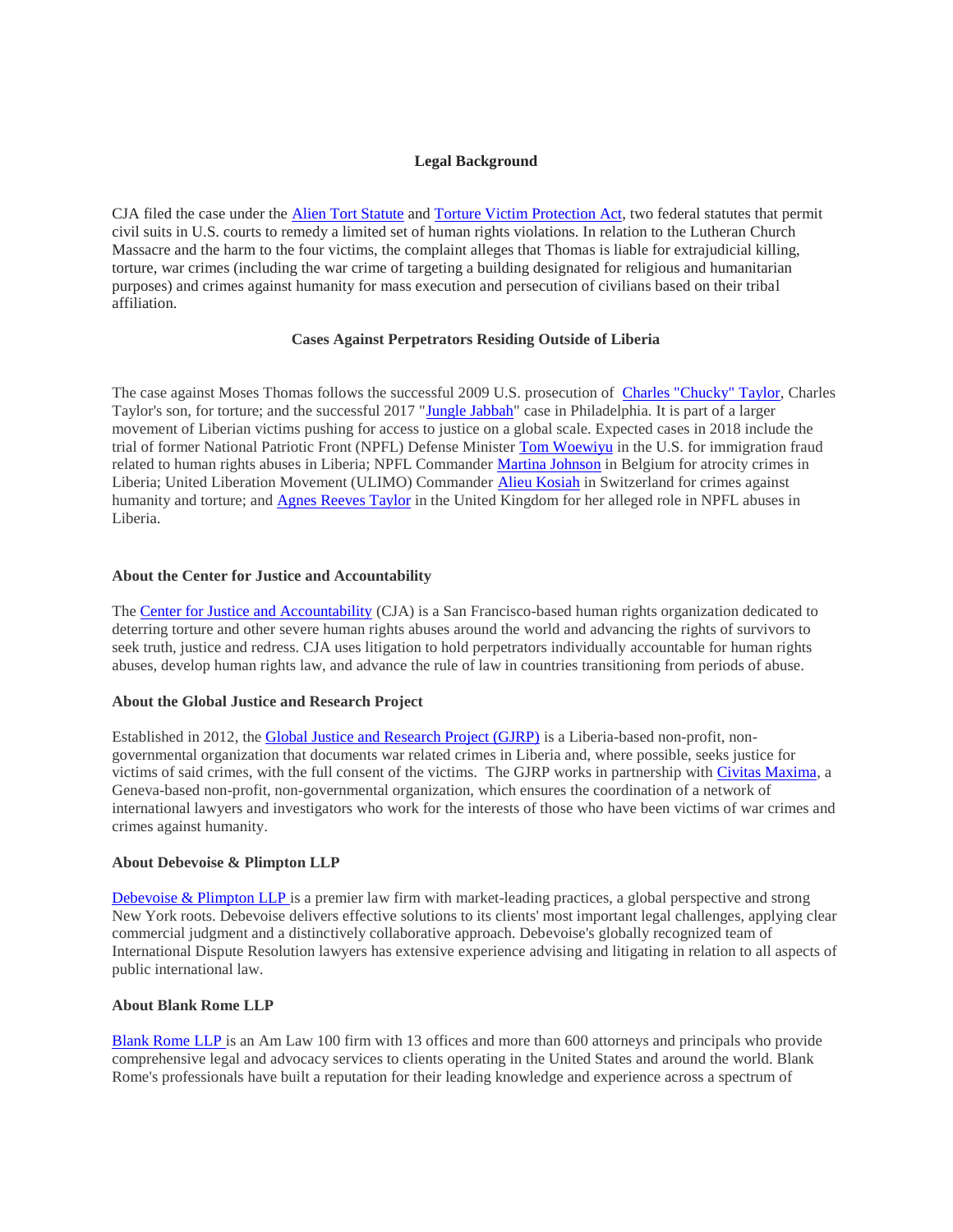**Legal Background**

CJA filed the case under the Alien Tort Statute and Torture Victim Protection Act, two federal statutes that permit civil suits in U.S. courts to remedy a limited set of human rights violations. In relation to the Lutheran Church Massacre and the harm to the four victims, the complaint alleges that Thomas is liable for extrajudicial killing, torture, war crimes (including the war crime of targeting a building designated for religious and humanitarian purposes) and crimes against humanity for mass execution and persecution of civilians based on their tribal affiliation.

**Cases Against Perpetrators Residing Outside of Liberia**

The case against Moses Thomas follows the successful 2009 U.S. prosecution of Charles "Chucky" Taylor, Charles Taylor's son, for torture; and the successful 2017 "Jungle Jabbah" case in Philadelphia. It is part of a larger movement of Liberian victims pushing for access to justice on a global scale. Expected cases in 2018 include the trial of former National Patriotic Front (NPFL) Defense Minister Tom Woewiyu in the U.S. for immigration fraud related to human rights abuses in Liberia; NPFL Commander Martina Johnson in Belgium for atrocity crimes in Liberia; United Liberation Movement (ULIMO) Commander Alieu Kosiah in Switzerland for crimes against humanity and torture; and Agnes Reeves Taylor in the United Kingdom for her alleged role in NPFL abuses in Liberia.

**About the Center for Justice and Accountability**

The Center for Justice and Accountability (CJA) is a San Francisco-based human rights organization dedicated to deterring torture and other severe human rights abuses around the world and advancing the rights of survivors to seek truth, justice and redress. CJA uses litigation to hold perpetrators individually accountable for human rights abuses, develop human rights law, and advance the rule of law in countries transitioning from periods of abuse.

**About the Global Justice and Research Project**

Established in 2012, the Global Justice and Research Project (GJRP) is a Liberia-based non-profit, non-governmental organization that documents war related crimes in Liberia and, where possible, seeks justice for victims of said crimes, with the full consent of the victims. The GJRP works in partnership with Civitas Maxima, a Geneva-based non-profit, non-governmental organization, which ensures the coordination of a network of international lawyers and investigators who work for the interests of those who have been victims of war crimes and crimes against humanity.

**About Debevoise & Plimpton LLP**

Debevoise & Plimpton LLP is a premier law firm with market-leading practices, a global perspective and strong New York roots. Debevoise delivers effective solutions to its clients' most important legal challenges, applying clear commercial judgment and a distinctively collaborative approach. Debevoise's globally recognized team of International Dispute Resolution lawyers has extensive experience advising and litigating in relation to all aspects of public international law.

**About Blank Rome LLP**

Blank Rome LLP is an Am Law 100 firm with 13 offices and more than 600 attorneys and principals who provide comprehensive legal and advocacy services to clients operating in the United States and around the world. Blank Rome's professionals have built a reputation for their leading knowledge and experience across a spectrum of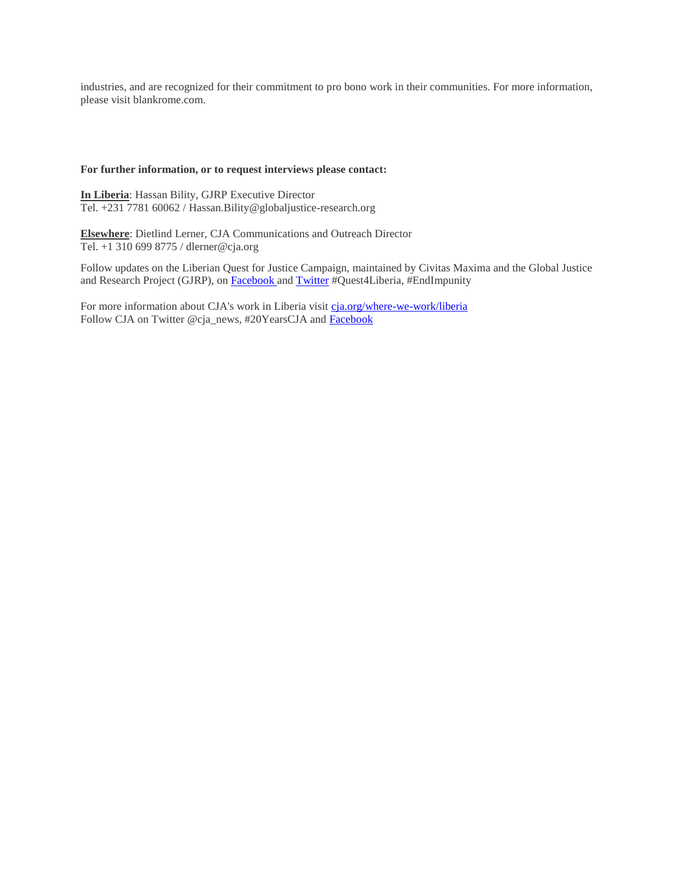industries, and are recognized for their commitment to pro bono work in their communities. For more information, please visit blankrome.com.

**For further information, or to request interviews please contact:**

**In Liberia**: Hassan Bility, GJRP Executive Director
Tel. +231 7781 60062 / Hassan.Bility@globaljustice-research.org

**Elsewhere**: Dietlind Lerner, CJA Communications and Outreach Director
Tel. +1 310 699 8775 / dlerner@cja.org

Follow updates on the Liberian Quest for Justice Campaign, maintained by Civitas Maxima and the Global Justice and Research Project (GJRP), on Facebook and Twitter #Quest4Liberia, #EndImpunity

For more information about CJA's work in Liberia visit cja.org/where-we-work/liberia
Follow CJA on Twitter @cja_news, #20YearsCJA and Facebook